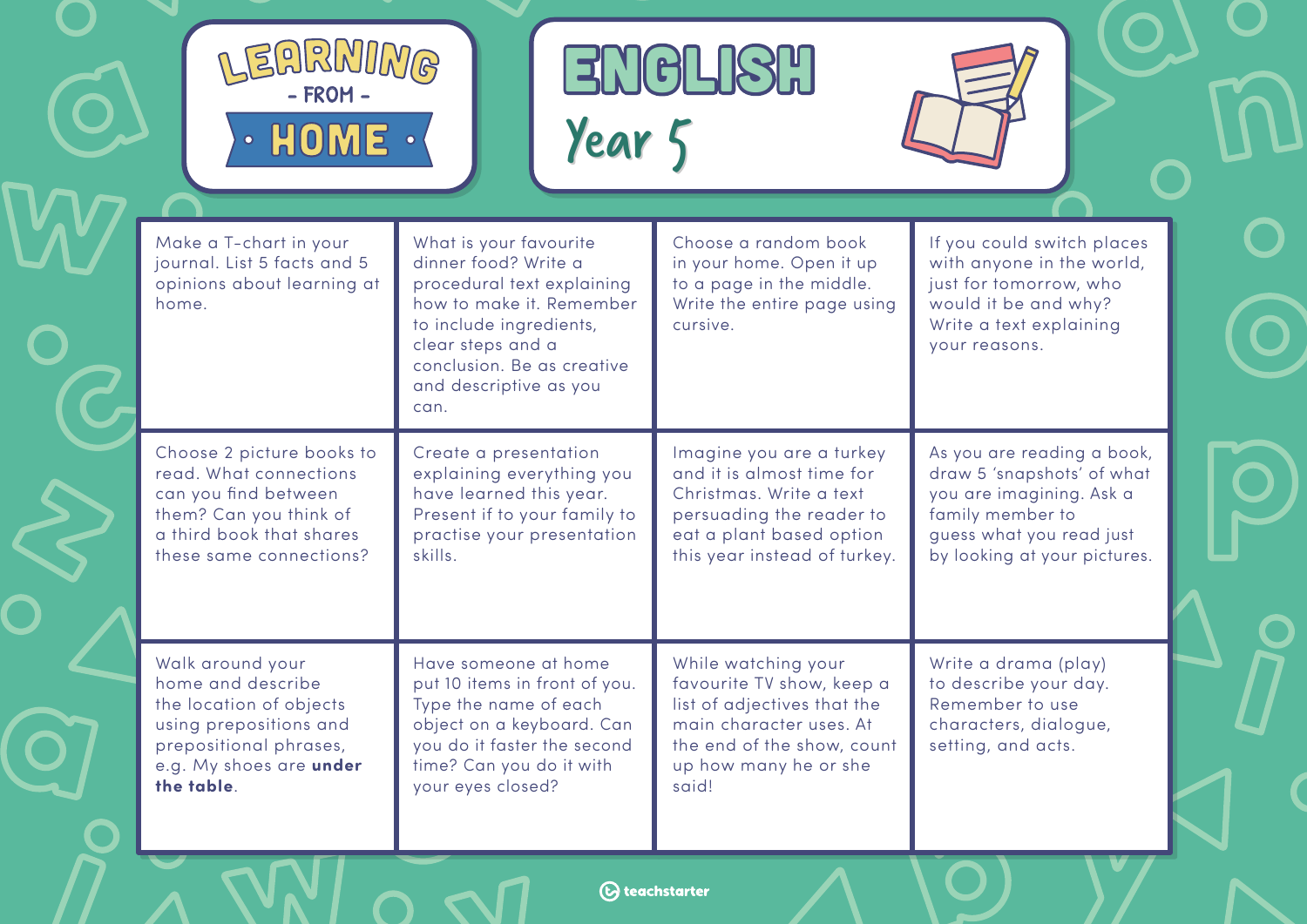# Learning - FROM - HOME

# ENGLISH

## Year 5

| | | | |
|---|---|---|---|
| Make a T-chart in your journal. List 5 facts and 5 opinions about learning at home. | What is your favourite dinner food? Write a procedural text explaining how to make it. Remember to include ingredients, clear steps and a conclusion. Be as creative and descriptive as you can. | Choose a random book in your home. Open it up to a page in the middle. Write the entire page using cursive. | If you could switch places with anyone in the world, just for tomorrow, who would it be and why? Write a text explaining your reasons. |
| Choose 2 picture books to read. What connections can you find between them? Can you think of a third book that shares these same connections? | Create a presentation explaining everything you have learned this year. Present if to your family to practise your presentation skills. | Imagine you are a turkey and it is almost time for Christmas. Write a text persuading the reader to eat a plant based option this year instead of turkey. | As you are reading a book, draw 5 'snapshots' of what you are imagining. Ask a family member to guess what you read just by looking at your pictures. |
| Walk around your home and describe the location of objects using prepositions and prepositional phrases, e.g. My shoes are **under the table**. | Have someone at home put 10 items in front of you. Type the name of each object on a keyboard. Can you do it faster the second time? Can you do it with your eyes closed? | While watching your favourite TV show, keep a list of adjectives that the main character uses. At the end of the show, count up how many he or she said! | Write a drama (play) to describe your day. Remember to use characters, dialogue, setting, and acts. |

teachstarter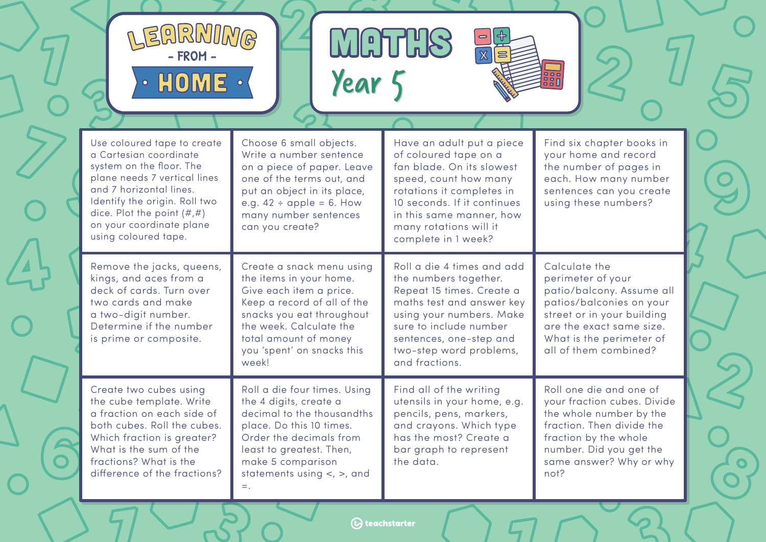# Learning - From - Home

## Maths Year 5

| | | | |
|---|---|---|---|
| Use coloured tape to create a Cartesian coordinate system on the floor. The plane needs 7 vertical lines and 7 horizontal lines. Identify the origin. Roll two dice. Plot the point (#,#) on your coordinate plane using coloured tape. | Choose 6 small objects. Write a number sentence on a piece of paper. Leave one of the terms out, and put an object in its place, e.g. 42 ÷ apple = 6. How many number sentences can you create? | Have an adult put a piece of coloured tape on a fan blade. On its slowest speed, count how many rotations it completes in 10 seconds. If it continues in this same manner, how many rotations will it complete in 1 week? | Find six chapter books in your home and record the number of pages in each. How many number sentences can you create using these numbers? |
| Remove the jacks, queens, kings, and aces from a deck of cards. Turn over two cards and make a two-digit number. Determine if the number is prime or composite. | Create a snack menu using the items in your home. Give each item a price. Keep a record of all of the snacks you eat throughout the week. Calculate the total amount of money you 'spent' on snacks this week! | Roll a die 4 times and add the numbers together. Repeat 15 times. Create a maths test and answer key using your numbers. Make sure to include number sentences, one-step and two-step word problems, and fractions. | Calculate the perimeter of your patio/balcony. Assume all patios/balconies on your street or in your building are the exact same size. What is the perimeter of all of them combined? |
| Create two cubes using the cube template. Write a fraction on each side of both cubes. Roll the cubes. Which fraction is greater? What is the sum of the fractions? What is the difference of the fractions? | Roll a die four times. Using the 4 digits, create a decimal to the thousandths place. Do this 10 times. Order the decimals from least to greatest. Then, make 5 comparison statements using <, >, and =. | Find all of the writing utensils in your home, e.g. pencils, pens, markers, and crayons. Which type has the most? Create a bar graph to represent the data. | Roll one die and one of your fraction cubes. Divide the whole number by the fraction. Then divide the fraction by the whole number. Did you get the same answer? Why or why not? |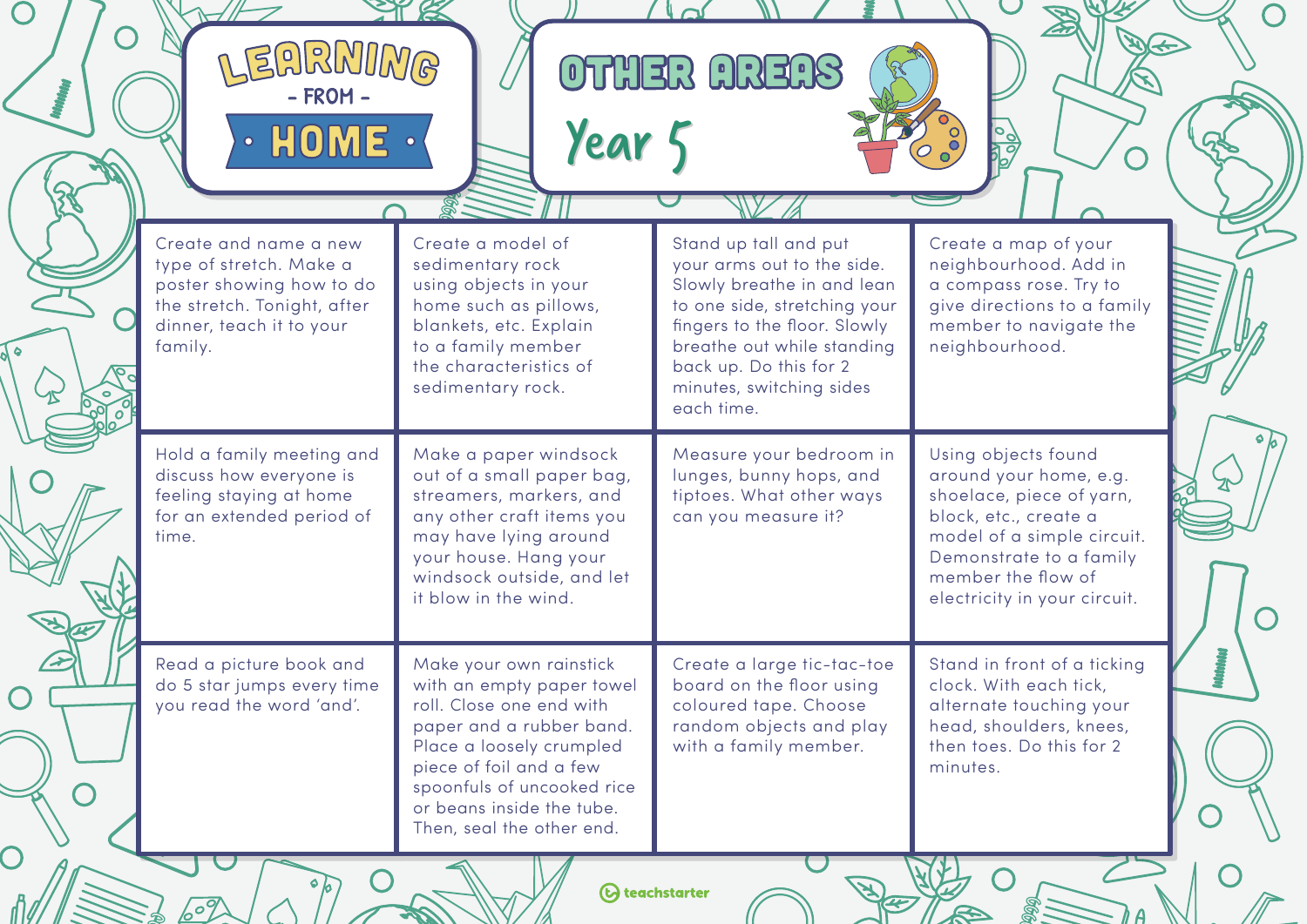# Learning - from - Home

## Other Areas Year 5

| | | | |
|---|---|---|---|
| Create and name a new type of stretch. Make a poster showing how to do the stretch. Tonight, after dinner, teach it to your family. | Create a model of sedimentary rock using objects in your home such as pillows, blankets, etc. Explain to a family member the characteristics of sedimentary rock. | Stand up tall and put your arms out to the side. Slowly breathe in and lean to one side, stretching your fingers to the floor. Slowly breathe out while standing back up. Do this for 2 minutes, switching sides each time. | Create a map of your neighbourhood. Add in a compass rose. Try to give directions to a family member to navigate the neighbourhood. |
| Hold a family meeting and discuss how everyone is feeling staying at home for an extended period of time. | Make a paper windsock out of a small paper bag, streamers, markers, and any other craft items you may have lying around your house. Hang your windsock outside, and let it blow in the wind. | Measure your bedroom in lunges, bunny hops, and tiptoes. What other ways can you measure it? | Using objects found around your home, e.g. shoelace, piece of yarn, block, etc., create a model of a simple circuit. Demonstrate to a family member the flow of electricity in your circuit. |
| Read a picture book and do 5 star jumps every time you read the word 'and'. | Make your own rainstick with an empty paper towel roll. Close one end with paper and a rubber band. Place a loosely crumpled piece of foil and a few spoonfuls of uncooked rice or beans inside the tube. Then, seal the other end. | Create a large tic-tac-toe board on the floor using coloured tape. Choose random objects and play with a family member. | Stand in front of a ticking clock. With each tick, alternate touching your head, shoulders, knees, then toes. Do this for 2 minutes. |

teachstarter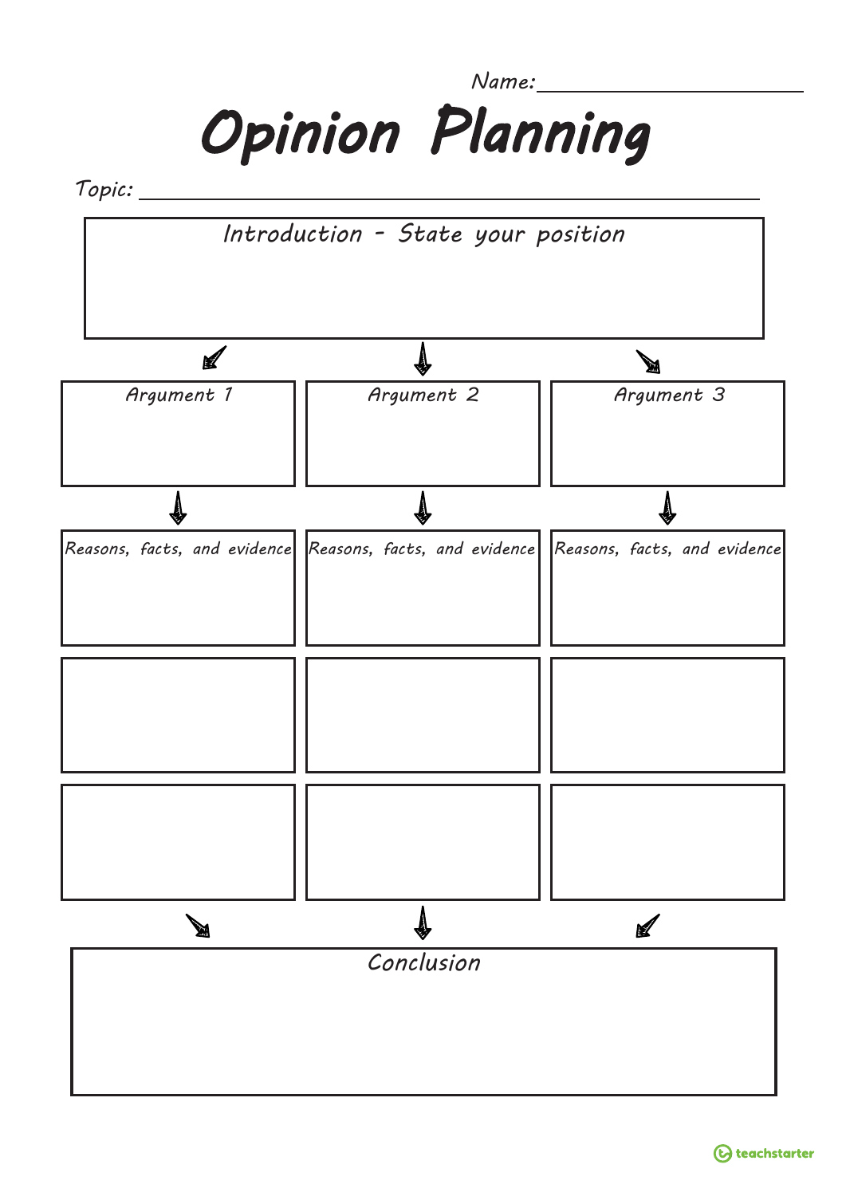Name: ____________________

# Opinion Planning

Topic: ______________________________________________

| Introduction - State your position |
| --- |
| |

| Argument 1 | Argument 2 | Argument 3 |
| --- | --- | --- |
| | | |
| Reasons, facts, and evidence | Reasons, facts, and evidence | Reasons, facts, and evidence |
| | | |
| | | |

| Conclusion |
| --- |
| |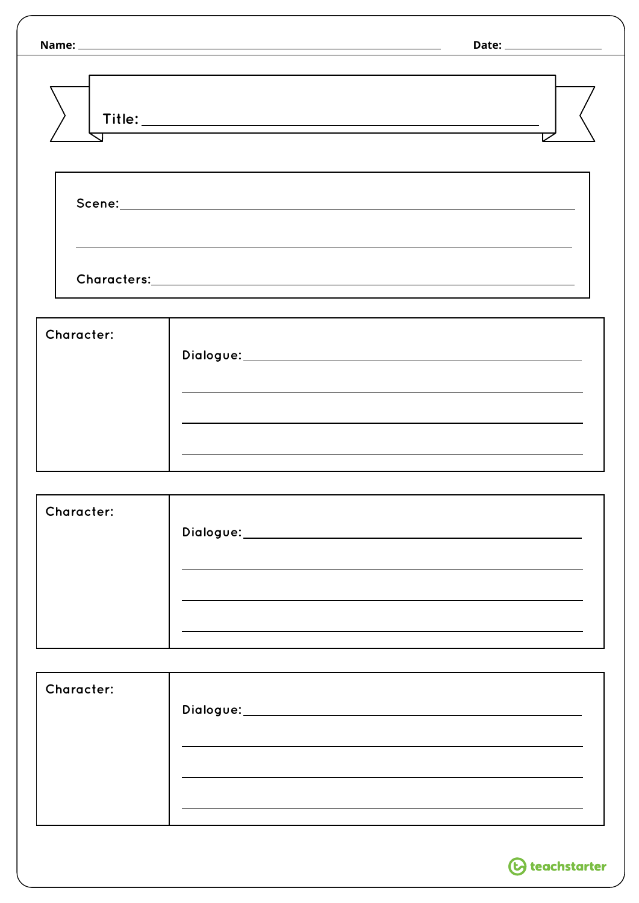Name: ______________________________ Date: ______________

Title: ______________________________

Scene: ______________________________

______________________________

Characters: ______________________________

| Character: | Dialogue: ______________________________<br>______________________________<br>______________________________<br>______________________________ |
|---|---|
| Character: | Dialogue: ______________________________<br>______________________________<br>______________________________<br>______________________________ |
| Character: | Dialogue: ______________________________<br>______________________________<br>______________________________<br>______________________________ |

teachstarter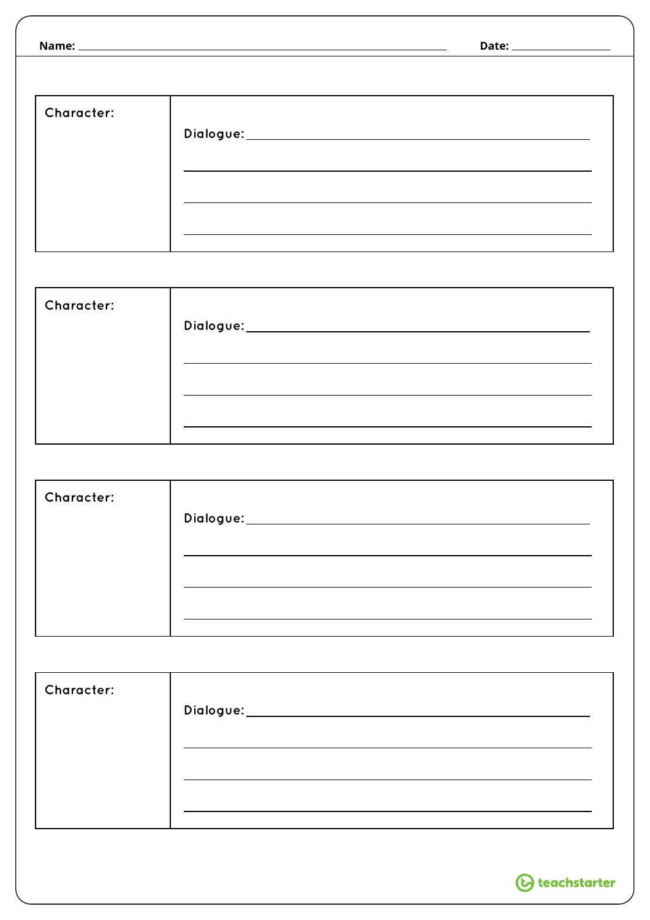Name: ______________________________ Date: ______________

| Character: | Dialogue: ______________________________ |
|---|---|
| | ______________________________ |
| | ______________________________ |
| | ______________________________ |

| Character: | Dialogue: ______________________________ |
|---|---|
| | ______________________________ |
| | ______________________________ |
| | ______________________________ |

| Character: | Dialogue: ______________________________ |
|---|---|
| | ______________________________ |
| | ______________________________ |
| | ______________________________ |

| Character: | Dialogue: ______________________________ |
|---|---|
| | ______________________________ |
| | ______________________________ |
| | ______________________________ |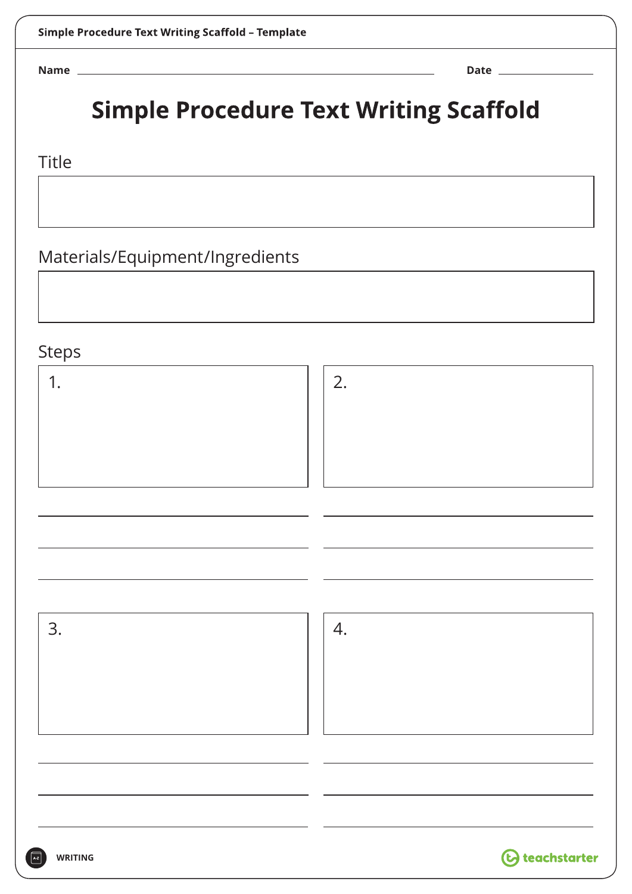Name ______________________ Date __________

# Simple Procedure Text Writing Scaffold

## Title

## Materials/Equipment/Ingredients

## Steps

1.

2.

3.

4.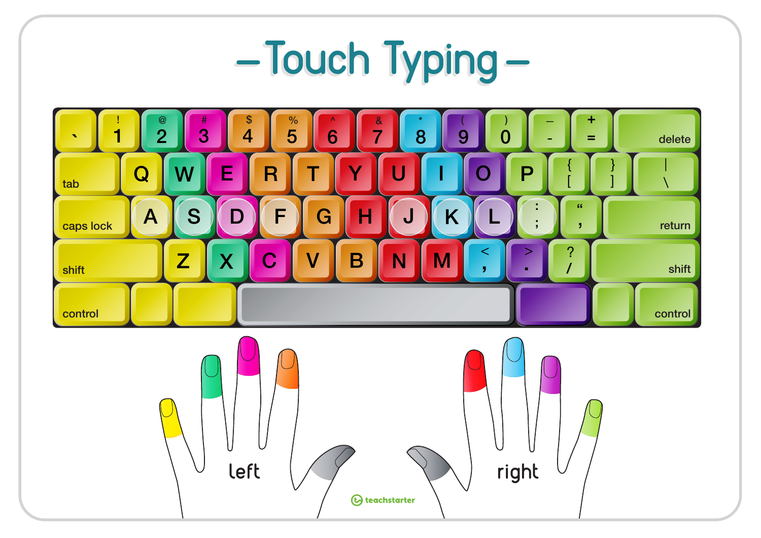# Touch Typing

left

right